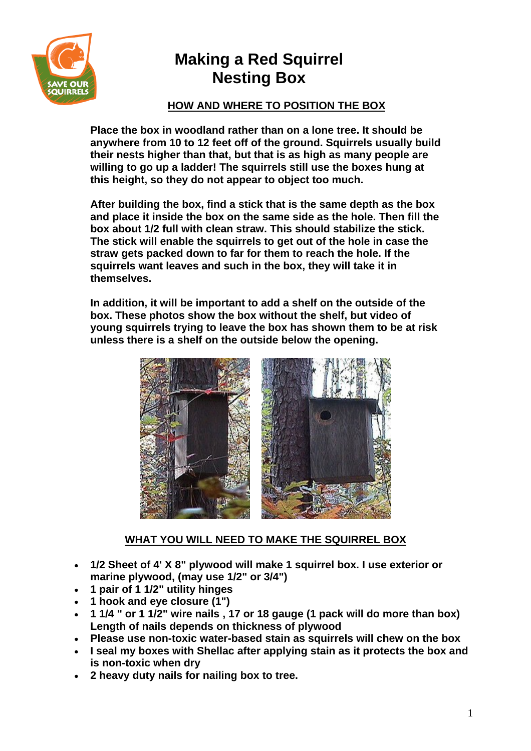# Making a Red Squirrel Nesting Box

## HOW AND WHERE TO POSITION THE BOX

**Place the box in woodland rather than on a lone tree. It should be anywhere from 10 to 12 feet off of the ground. Squirrels usually build their nests higher than that, but that is as high as many people are willing to go up a ladder! The squirrels still use the boxes hung at this height, so they do not appear to object too much.**

**After building the box, find a stick that is the same depth as the box and place it inside the box on the same side as the hole. Then fill the box about 1/2 full with clean straw. This should stabilize the stick. The stick will enable the squirrels to get out of the hole in case the straw gets packed down to far for them to reach the hole. If the squirrels want leaves and such in the box, they will take it in themselves.**

**In addition, it will be important to add a shelf on the outside of the box. These photos show the box without the shelf, but video of young squirrels trying to leave the box has shown them to be at risk unless there is a shelf on the outside below the opening.**

## WHAT YOU WILL NEED TO MAKE THE SQUIRREL BOX

- **1/2 Sheet of 4' X 8" plywood will make 1 squirrel box. I use exterior or marine plywood, (may use 1/2" or 3/4")**
- **1 pair of 1 1/2" utility hinges**
- **1 hook and eye closure (1")**
- **1 1/4 " or 1 1/2" wire nails , 17 or 18 gauge (1 pack will do more than box) Length of nails depends on thickness of plywood**
- **Please use non-toxic water-based stain as squirrels will chew on the box**
- **I seal my boxes with Shellac after applying stain as it protects the box and is non-toxic when dry**
- **2 heavy duty nails for nailing box to tree.**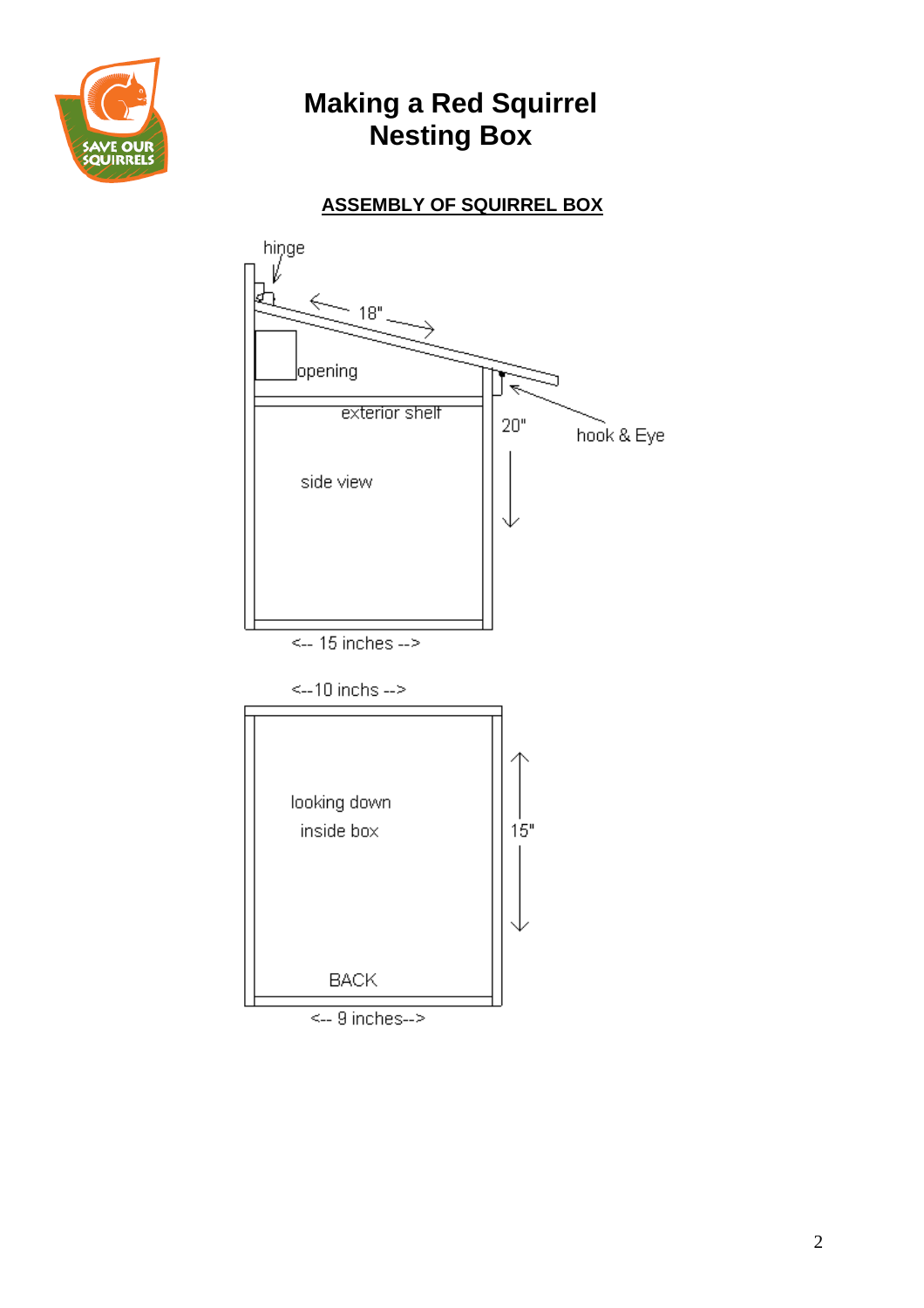# Making a Red Squirrel Nesting Box

## ASSEMBLY OF SQUIRREL BOX

hinge

18"

opening

exterior shelf

20"

hook & Eye

side view

<-- 15 inches -->

<--10 inchs -->

looking down
inside box

15"

BACK

<-- 9 inches-->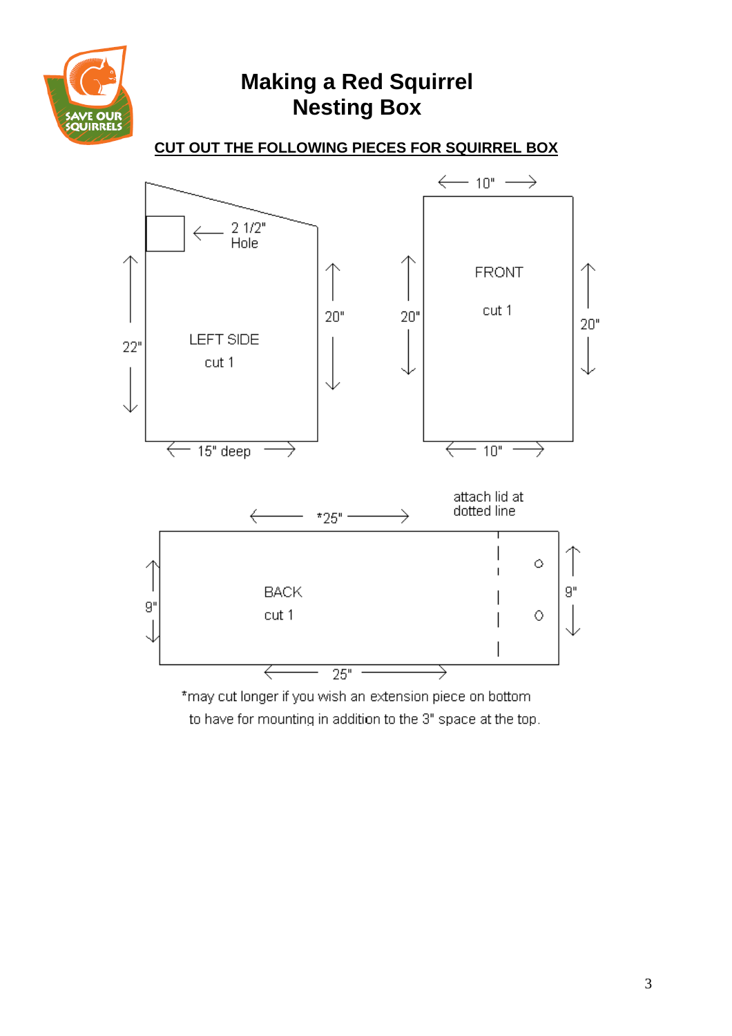# Making a Red Squirrel Nesting Box

**CUT OUT THE FOLLOWING PIECES FOR SQUIRREL BOX**

LEFT SIDE
cut 1

2 1/2" Hole

22"

20"

15" deep

FRONT
cut 1

10"

20"

20"

10"

BACK
cut 1

*25"

attach lid at dotted line

9"

9"

25"

*may cut longer if you wish an extension piece on bottom to have for mounting in addition to the 3" space at the top.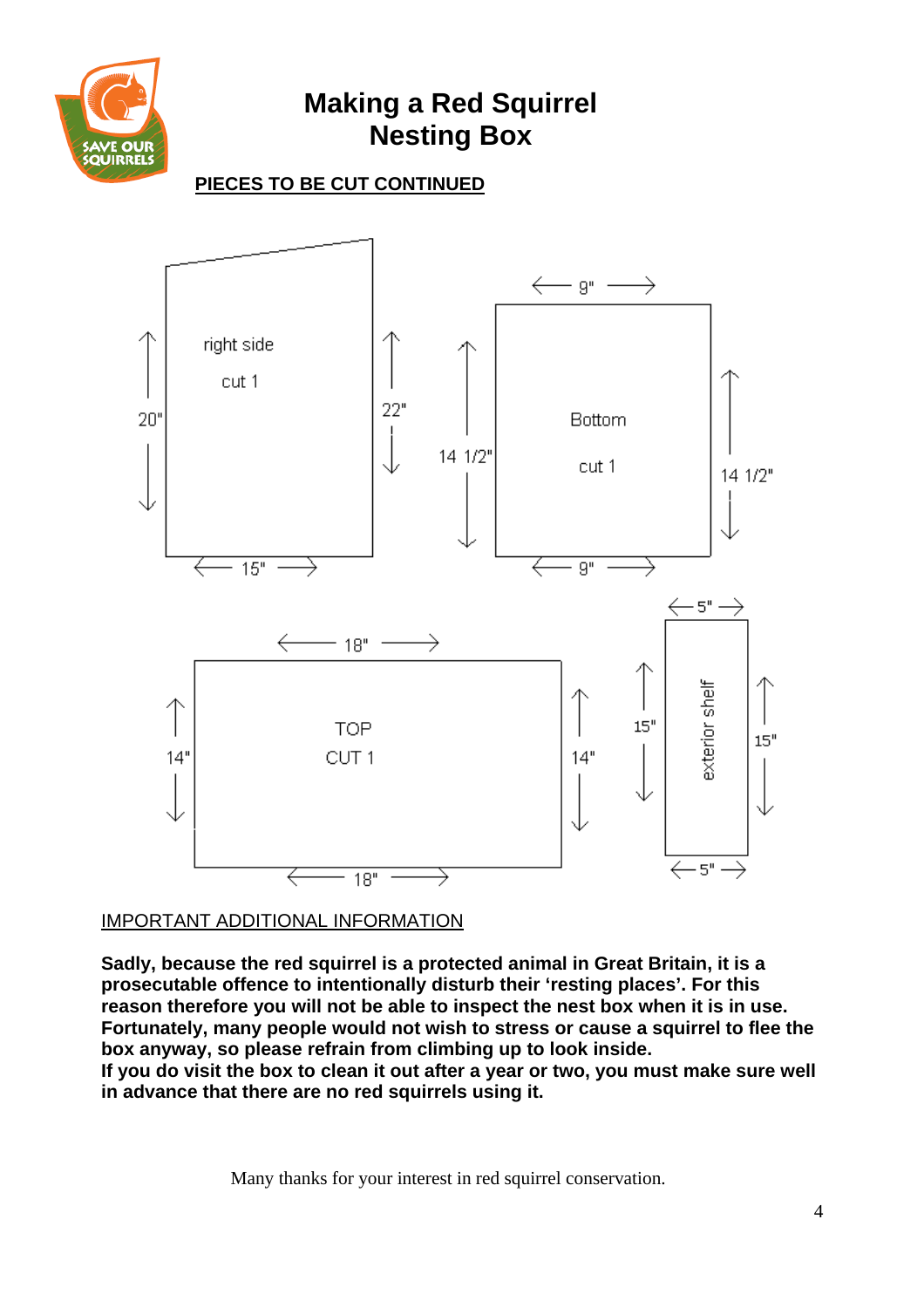# Making a Red Squirrel Nesting Box

**PIECES TO BE CUT CONTINUED**

right side
cut 1
20"
22"
15"

Bottom
cut 1
9"
14 1/2"
14 1/2"
9"

TOP
CUT 1
18"
14"
14"
18"

exterior shelf
5"
15"
15"
5"

IMPORTANT ADDITIONAL INFORMATION

**Sadly, because the red squirrel is a protected animal in Great Britain, it is a prosecutable offence to intentionally disturb their 'resting places'. For this reason therefore you will not be able to inspect the nest box when it is in use. Fortunately, many people would not wish to stress or cause a squirrel to flee the box anyway, so please refrain from climbing up to look inside.**
**If you do visit the box to clean it out after a year or two, you must make sure well in advance that there are no red squirrels using it.**

Many thanks for your interest in red squirrel conservation.